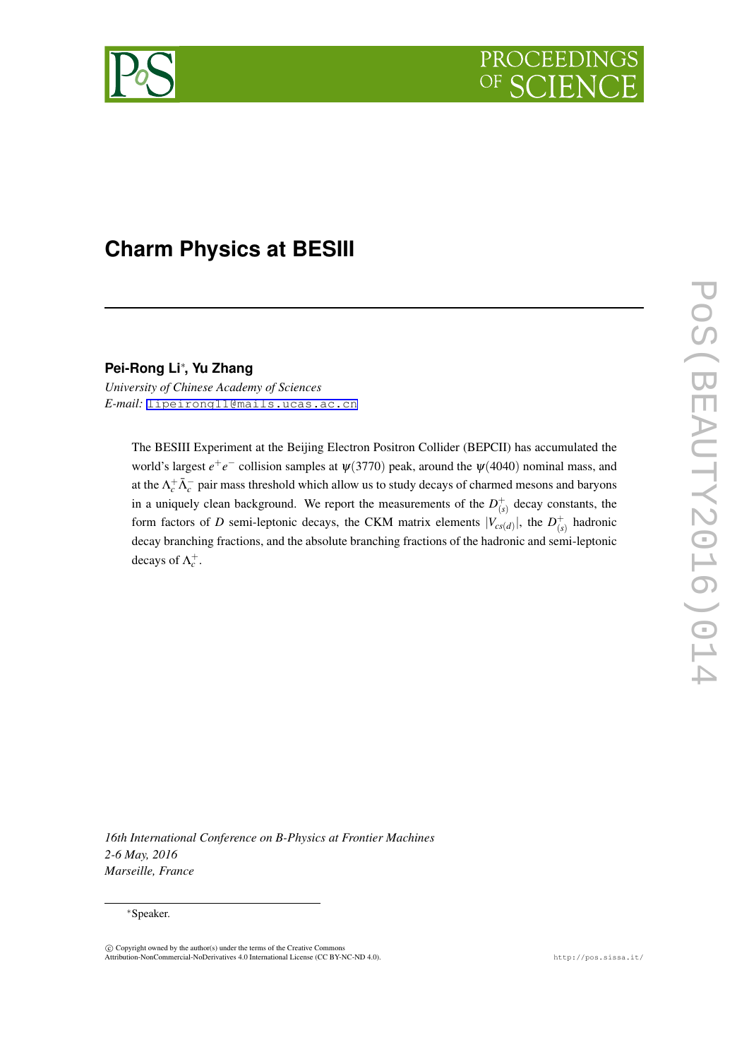# Charm Physics at BESIII

**Pei-Rong Li***, **Yu Zhang**

*University of Chinese Academy of Sciences*
*E-mail:* lipeirong11@mails.ucas.ac.cn

The BESIII Experiment at the Beijing Electron Positron Collider (BEPCII) has accumulated the world's largest $e^+e^-$ collision samples at $\psi(3770)$ peak, around the $\psi(4040)$ nominal mass, and at the $\Lambda_c^+\bar{\Lambda}_c^-$ pair mass threshold which allow us to study decays of charmed mesons and baryons in a uniquely clean background. We report the measurements of the $D_{(s)}^+$ decay constants, the form factors of $D$ semi-leptonic decays, the CKM matrix elements $|V_{cs(d)}|$, the $D_{(s)}^+$ hadronic decay branching fractions, and the absolute branching fractions of the hadronic and semi-leptonic decays of $\Lambda_c^+$.

*16th International Conference on B-Physics at Frontier Machines*
*2-6 May, 2016*
*Marseille, France*

*Speaker.

© Copyright owned by the author(s) under the terms of the Creative Commons Attribution-NonCommercial-NoDerivatives 4.0 International License (CC BY-NC-ND 4.0).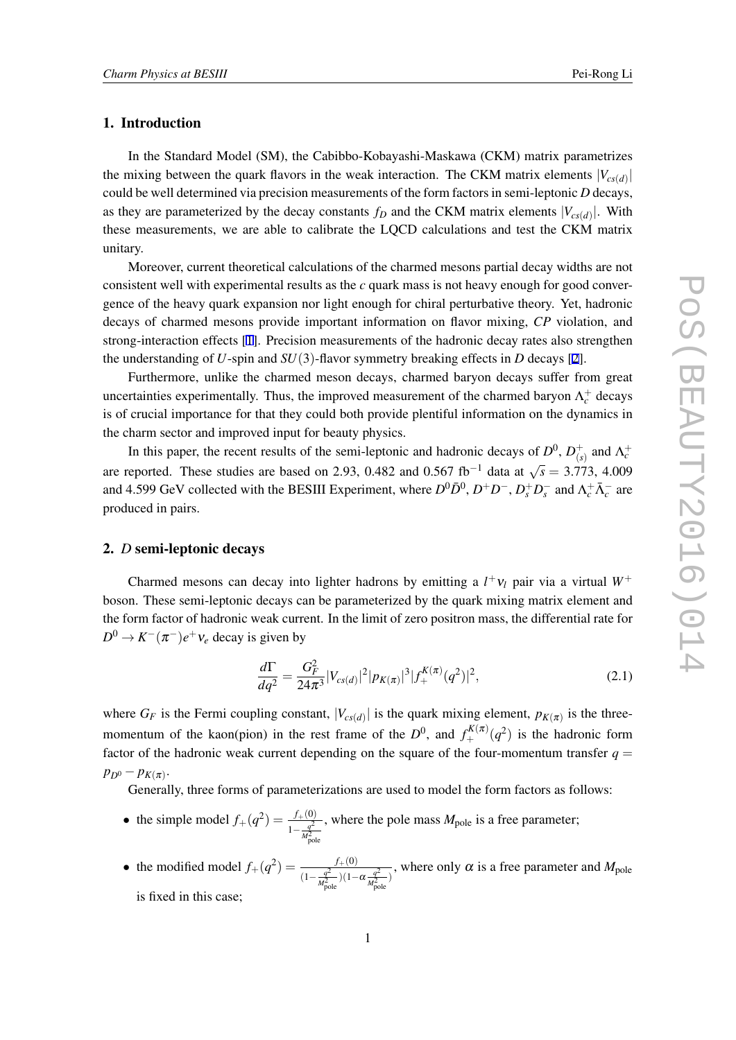## 1. Introduction

In the Standard Model (SM), the Cabibbo-Kobayashi-Maskawa (CKM) matrix parametrizes the mixing between the quark flavors in the weak interaction. The CKM matrix elements $|V_{cs(d)}|$ could be well determined via precision measurements of the form factors in semi-leptonic $D$ decays, as they are parameterized by the decay constants $f_D$ and the CKM matrix elements $|V_{cs(d)}|$. With these measurements, we are able to calibrate the LQCD calculations and test the CKM matrix unitary.

Moreover, current theoretical calculations of the charmed mesons partial decay widths are not consistent well with experimental results as the $c$ quark mass is not heavy enough for good convergence of the heavy quark expansion nor light enough for chiral perturbative theory. Yet, hadronic decays of charmed mesons provide important information on flavor mixing, $CP$ violation, and strong-interaction effects [1]. Precision measurements of the hadronic decay rates also strengthen the understanding of $U$-spin and $SU(3)$-flavor symmetry breaking effects in $D$ decays [2].

Furthermore, unlike the charmed meson decays, charmed baryon decays suffer from great uncertainties experimentally. Thus, the improved measurement of the charmed baryon $\Lambda_c^+$ decays is of crucial importance for that they could both provide plentiful information on the dynamics in the charm sector and improved input for beauty physics.

In this paper, the recent results of the semi-leptonic and hadronic decays of $D^0$, $D^+_{(s)}$ and $\Lambda_c^+$ are reported. These studies are based on 2.93, 0.482 and 0.567 fb$^{-1}$ data at $\sqrt{s} = 3.773$, 4.009 and 4.599 GeV collected with the BESIII Experiment, where $D^0\bar{D}^0$, $D^+D^-$, $D_s^+D_s^-$ and $\Lambda_c^+\bar{\Lambda}_c^-$ are produced in pairs.

## 2. $D$ semi-leptonic decays

Charmed mesons can decay into lighter hadrons by emitting a $l^+\nu_l$ pair via a virtual $W^+$ boson. These semi-leptonic decays can be parameterized by the quark mixing matrix element and the form factor of hadronic weak current. In the limit of zero positron mass, the differential rate for $D^0 \to K^-(\pi^-)e^+\nu_e$ decay is given by

$$\frac{d\Gamma}{dq^2} = \frac{G_F^2}{24\pi^3}|V_{cs(d)}|^2|p_{K(\pi)}|^3|f_+^{K(\pi)}(q^2)|^2, \tag{2.1}$$

where $G_F$ is the Fermi coupling constant, $|V_{cs(d)}|$ is the quark mixing element, $p_{K(\pi)}$ is the three-momentum of the kaon(pion) in the rest frame of the $D^0$, and $f_+^{K(\pi)}(q^2)$ is the hadronic form factor of the hadronic weak current depending on the square of the four-momentum transfer $q = p_{D^0} - p_{K(\pi)}$.

Generally, three forms of parameterizations are used to model the form factors as follows:

- the simple model $f_+(q^2) = \frac{f_+(0)}{1-\frac{q^2}{M_{\rm pole}^2}}$, where the pole mass $M_{\rm pole}$ is a free parameter;
- the modified model $f_+(q^2) = \frac{f_+(0)}{(1-\frac{q^2}{M_{\rm pole}^2})(1-\alpha\frac{q^2}{M_{\rm pole}^2})}$, where only $\alpha$ is a free parameter and $M_{\rm pole}$ is fixed in this case;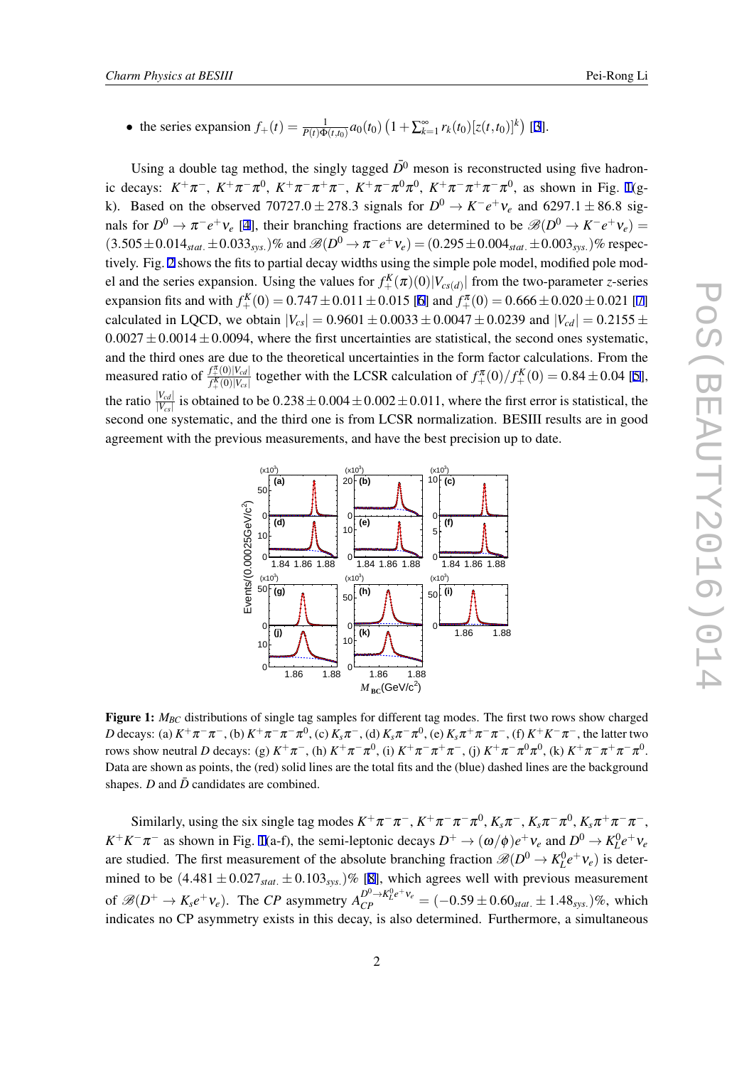- the series expansion $f_+(t) = \frac{1}{P(t)\Phi(t,t_0)} a_0(t_0)\left(1+\sum_{k=1}^{\infty} r_k(t_0)[z(t,t_0)]^k\right)$ [3].

Using a double tag method, the singly tagged $\bar{D}^0$ meson is reconstructed using five hadronic decays: $K^+\pi^-$, $K^+\pi^-\pi^0$, $K^+\pi^-\pi^+\pi^-$, $K^+\pi^-\pi^0\pi^0$, $K^+\pi^-\pi^+\pi^-\pi^0$, as shown in Fig. 1(g-k). Based on the observed $70727.0 \pm 278.3$ signals for $D^0 \to K^-e^+\nu_e$ and $6297.1 \pm 86.8$ signals for $D^0 \to \pi^-e^+\nu_e$ [4], their branching fractions are determined to be $\mathscr{B}(D^0 \to K^-e^+\nu_e) = (3.505 \pm 0.014_{stat.} \pm 0.033_{sys.})\%$ and $\mathscr{B}(D^0 \to \pi^-e^+\nu_e) = (0.295 \pm 0.004_{stat.} \pm 0.003_{sys.})\%$ respectively. Fig. 2 shows the fits to partial decay widths using the simple pole model, modified pole model and the series expansion. Using the values for $f_+^K(\pi)(0)|V_{cs(d)}|$ from the two-parameter $z$-series expansion fits and with $f_+^K(0) = 0.747 \pm 0.011 \pm 0.015$ [6] and $f_+^\pi(0) = 0.666 \pm 0.020 \pm 0.021$ [7] calculated in LQCD, we obtain $|V_{cs}| = 0.9601 \pm 0.0033 \pm 0.0047 \pm 0.0239$ and $|V_{cd}| = 0.2155 \pm 0.0027 \pm 0.0014 \pm 0.0094$, where the first uncertainties are statistical, the second ones systematic, and the third ones are due to the theoretical uncertainties in the form factor calculations. From the measured ratio of $\frac{f_+^\pi(0)|V_{cd}|}{f_+^K(0)|V_{cs}|}$ together with the LCSR calculation of $f_+^\pi(0)/f_+^K(0) = 0.84 \pm 0.04$ [5], the ratio $\frac{|V_{cd}|}{|V_{cs}|}$ is obtained to be $0.238 \pm 0.004 \pm 0.002 \pm 0.011$, where the first error is statistical, the second one systematic, and the third one is from LCSR normalization. BESIII results are in good agreement with the previous measurements, and have the best precision up to date.

**Figure 1:** $M_{BC}$ distributions of single tag samples for different tag modes. The first two rows show charged $D$ decays: (a) $K^+\pi^-\pi^-$, (b) $K^+\pi^-\pi^-\pi^0$, (c) $K_s\pi^-$, (d) $K_s\pi^-\pi^0$, (e) $K_s\pi^+\pi^-\pi^-$, (f) $K^+K^-\pi^-$, the latter two rows show neutral $D$ decays: (g) $K^+\pi^-$, (h) $K^+\pi^-\pi^0$, (i) $K^+\pi^-\pi^+\pi^-$, (j) $K^+\pi^-\pi^0\pi^0$, (k) $K^+\pi^-\pi^+\pi^-\pi^0$. Data are shown as points, the (red) solid lines are the total fits and the (blue) dashed lines are the background shapes. $D$ and $\bar{D}$ candidates are combined.

Similarly, using the six single tag modes $K^+\pi^-\pi^-$, $K^+\pi^-\pi^-\pi^0$, $K_s\pi^-$, $K_s\pi^-\pi^0$, $K_s\pi^+\pi^-\pi^-$, $K^+K^-\pi^-$ as shown in Fig. 1(a-f), the semi-leptonic decays $D^+ \to (\omega/\phi)e^+\nu_e$ and $D^0 \to K_L^0e^+\nu_e$ are studied. The first measurement of the absolute branching fraction $\mathscr{B}(D^0 \to K_L^0e^+\nu_e)$ is determined to be $(4.481 \pm 0.027_{stat.} \pm 0.103_{sys.})\%$ [8], which agrees well with previous measurement of $\mathscr{B}(D^+ \to K_se^+\nu_e)$. The $CP$ asymmetry $A_{CP}^{D^0 \to K_L^0e^+\nu_e} = (-0.59 \pm 0.60_{stat.} \pm 1.48_{sys.})\%$, which indicates no CP asymmetry exists in this decay, is also determined. Furthermore, a simultaneous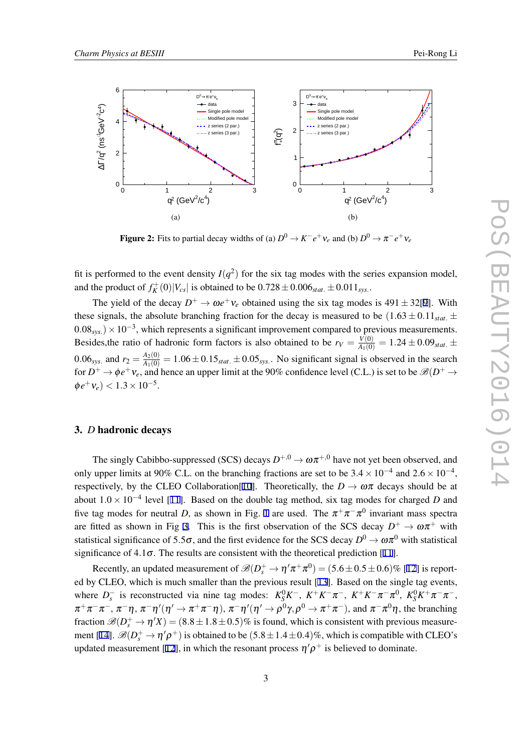**Figure 2:** Fits to partial decay widths of (a) $D^0 \to K^- e^+ \nu_e$ and (b) $D^0 \to \pi^- e^+ \nu_e$

fit is performed to the event density $I(q^2)$ for the six tag modes with the series expansion model, and the product of $f_K^+(0)|V_{cs}|$ is obtained to be $0.728 \pm 0.006_{stat.} \pm 0.011_{sys.}$.

The yield of the decay $D^+ \to \omega e^+ \nu_e$ obtained using the six tag modes is $491 \pm 32$[9]. With these signals, the absolute branching fraction for the decay is measured to be $(1.63 \pm 0.11_{stat.} \pm 0.08_{sys.}) \times 10^{-3}$, which represents a significant improvement compared to previous measurements. Besides,the ratio of hadronic form factors is also obtained to be $r_V = \frac{V(0)}{A_1(0)} = 1.24 \pm 0.09_{stat.} \pm 0.06_{sys.}$ and $r_2 = \frac{A_2(0)}{A_1(0)} = 1.06 \pm 0.15_{stat.} \pm 0.05_{sys.}$. No significant signal is observed in the search for $D^+ \to \phi e^+ \nu_e$, and hence an upper limit at the 90% confidence level (C.L.) is set to be $\mathscr{B}(D^+ \to \phi e^+ \nu_e) < 1.3 \times 10^{-5}$.

## 3. *D* hadronic decays

The singly Cabibbo-suppressed (SCS) decays $D^{+,0} \to \omega \pi^{+,0}$ have not yet been observed, and only upper limits at 90% C.L. on the branching fractions are set to be $3.4 \times 10^{-4}$ and $2.6 \times 10^{-4}$, respectively, by the CLEO Collaboration[10]. Theoretically, the $D \to \omega \pi$ decays should be at about $1.0 \times 10^{-4}$ level [11]. Based on the double tag method, six tag modes for charged $D$ and five tag modes for neutral $D$, as shown in Fig. 1 are used. The $\pi^+\pi^-\pi^0$ invariant mass spectra are fitted as shown in Fig 3. This is the first observation of the SCS decay $D^+ \to \omega \pi^+$ with statistical significance of $5.5\sigma$, and the first evidence for the SCS decay $D^0 \to \omega \pi^0$ with statistical significance of $4.1\sigma$. The results are consistent with the theoretical prediction [11].

Recently, an updated measurement of $\mathscr{B}(D_s^+ \to \eta' \pi^+ \pi^0) = (5.6 \pm 0.5 \pm 0.6)\%$ [12] is reported by CLEO, which is much smaller than the previous result [13]. Based on the single tag events, where $D_s^-$ is reconstructed via nine tag modes: $K_S^0 K^-$, $K^+K^-\pi^-$, $K^+K^-\pi^-\pi^0$, $K_S^0 K^+ \pi^- \pi^-$, $\pi^+\pi^-\pi^-$, $\pi^-\eta$, $\pi^-\eta'(\eta' \to \pi^+\pi^-\eta)$, $\pi^-\eta'(\eta' \to \rho^0\gamma, \rho^0 \to \pi^+\pi^-)$, and $\pi^-\pi^0\eta$, the branching fraction $\mathscr{B}(D_s^+ \to \eta' X) = (8.8 \pm 1.8 \pm 0.5)\%$ is found, which is consistent with previous measurement [14]. $\mathscr{B}(D_s^+ \to \eta' \rho^+)$ is obtained to be $(5.8 \pm 1.4 \pm 0.4)\%$, which is compatible with CLEO's updated measurement [12], in which the resonant process $\eta' \rho^+$ is believed to dominate.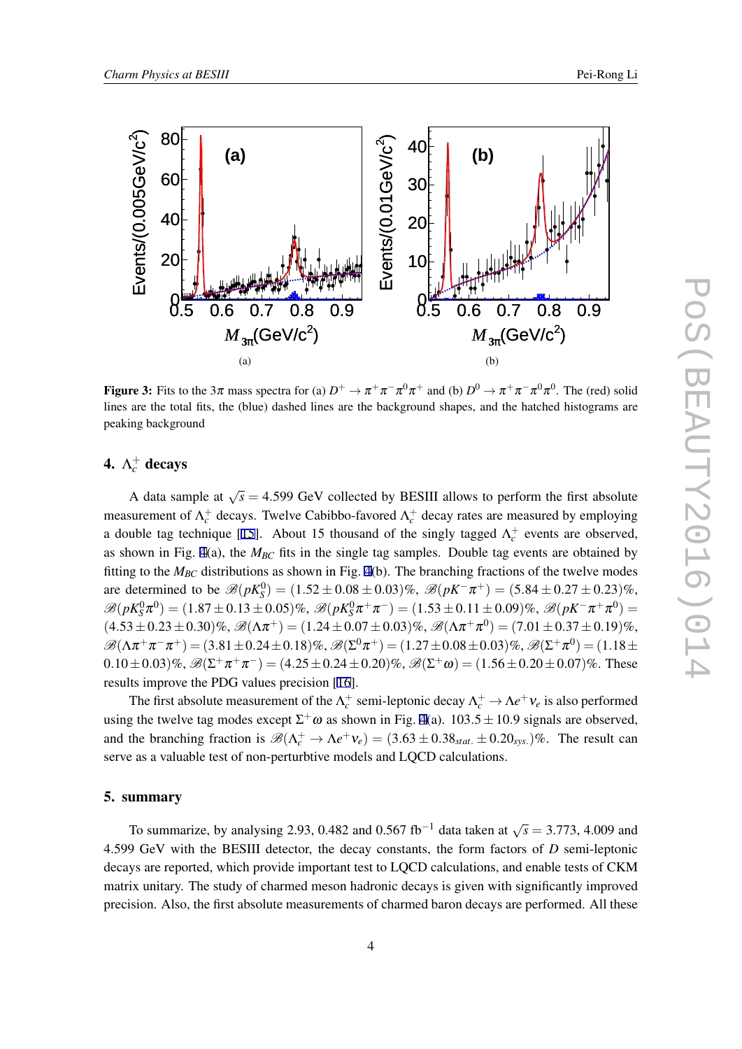(a) (b)

**Figure 3:** Fits to the $3\pi$ mass spectra for (a) $D^+ \to \pi^+\pi^-\pi^0\pi^+$ and (b) $D^0 \to \pi^+\pi^-\pi^0\pi^0$. The (red) solid lines are the total fits, the (blue) dashed lines are the background shapes, and the hatched histograms are peaking background

## 4. $\Lambda_c^+$ decays

A data sample at $\sqrt{s} = 4.599$ GeV collected by BESIII allows to perform the first absolute measurement of $\Lambda_c^+$ decays. Twelve Cabibbo-favored $\Lambda_c^+$ decay rates are measured by employing a double tag technique [15]. About 15 thousand of the singly tagged $\Lambda_c^+$ events are observed, as shown in Fig. 4(a), the $M_{BC}$ fits in the single tag samples. Double tag events are obtained by fitting to the $M_{BC}$ distributions as shown in Fig. 4(b). The branching fractions of the twelve modes are determined to be $\mathscr{B}(pK_S^0) = (1.52 \pm 0.08 \pm 0.03)\%$, $\mathscr{B}(pK^-\pi^+) = (5.84 \pm 0.27 \pm 0.23)\%$, $\mathscr{B}(pK_S^0\pi^0) = (1.87 \pm 0.13 \pm 0.05)\%$, $\mathscr{B}(pK_S^0\pi^+\pi^-) = (1.53 \pm 0.11 \pm 0.09)\%$, $\mathscr{B}(pK^-\pi^+\pi^0) = (4.53 \pm 0.23 \pm 0.30)\%$, $\mathscr{B}(\Lambda\pi^+) = (1.24 \pm 0.07 \pm 0.03)\%$, $\mathscr{B}(\Lambda\pi^+\pi^0) = (7.01 \pm 0.37 \pm 0.19)\%$, $\mathscr{B}(\Lambda\pi^+\pi^-\pi^+) = (3.81 \pm 0.24 \pm 0.18)\%$, $\mathscr{B}(\Sigma^0\pi^+) = (1.27 \pm 0.08 \pm 0.03)\%$, $\mathscr{B}(\Sigma^+\pi^0) = (1.18 \pm 0.10 \pm 0.03)\%$, $\mathscr{B}(\Sigma^+\pi^+\pi^-) = (4.25 \pm 0.24 \pm 0.20)\%$, $\mathscr{B}(\Sigma^+\omega) = (1.56 \pm 0.20 \pm 0.07)\%$. These results improve the PDG values precision [16].

The first absolute measurement of the $\Lambda_c^+$ semi-leptonic decay $\Lambda_c^+ \to \Lambda e^+\nu_e$ is also performed using the twelve tag modes except $\Sigma^+\omega$ as shown in Fig. 4(a). $103.5 \pm 10.9$ signals are observed, and the branching fraction is $\mathscr{B}(\Lambda_c^+ \to \Lambda e^+\nu_e) = (3.63 \pm 0.38_{stat.} \pm 0.20_{sys.})\%$. The result can serve as a valuable test of non-perturbtive models and LQCD calculations.

## 5. summary

To summarize, by analysing 2.93, 0.482 and 0.567 fb$^{-1}$ data taken at $\sqrt{s} = 3.773$, 4.009 and 4.599 GeV with the BESIII detector, the decay constants, the form factors of $D$ semi-leptonic decays are reported, which provide important test to LQCD calculations, and enable tests of CKM matrix unitary. The study of charmed meson hadronic decays is given with significantly improved precision. Also, the first absolute measurements of charmed baron decays are performed. All these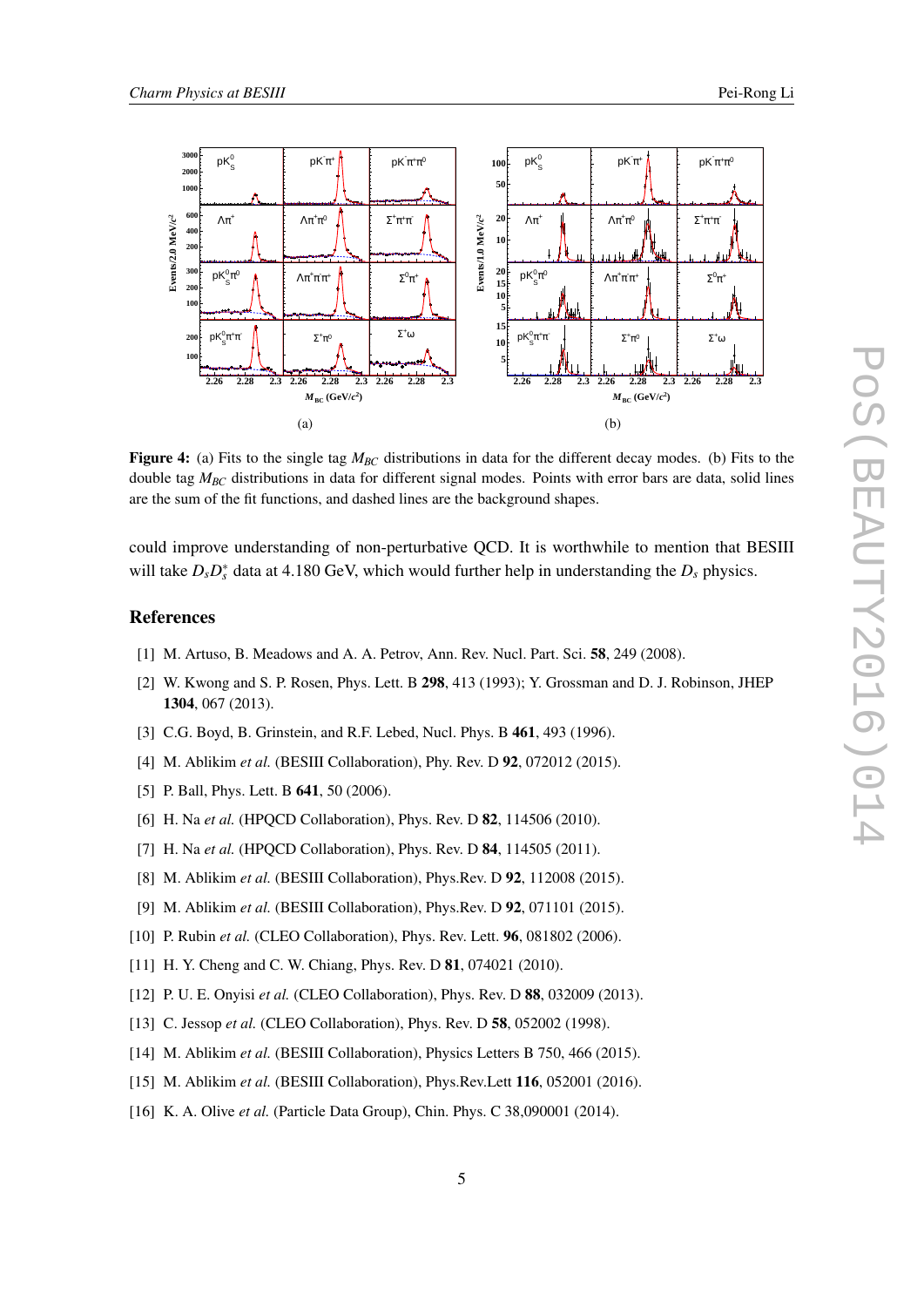(a)

pK$^0_S$ | pK$^-\pi^+$ | pK$^-\pi^+\pi^0$

$\Lambda\pi^+$ | $\Lambda\pi^+\pi^0$ | $\Sigma^+\pi^+\pi^-$

pK$^0_S\pi^0$ | $\Lambda\pi^+\pi^+\pi^-$ | $\Sigma^0\pi^+$

pK$^0_S\pi^+\pi^-$ | $\Sigma^+\pi^0$ | $\Sigma^+\omega$

Events/2.0 MeV/$c^2$

$M_{BC}$ (GeV/$c^2$)

(b)

pK$^0_S$ | pK$^-\pi^+$ | pK$^-\pi^+\pi^0$

$\Lambda\pi^+$ | $\Lambda\pi^+\pi^0$ | $\Sigma^+\pi^+\pi^-$

pK$^0_S\pi^0$ | $\Lambda\pi^+\pi^+\pi^-$ | $\Sigma^0\pi^+$

pK$^0_S\pi^+\pi^-$ | $\Sigma^+\pi^0$ | $\Sigma^+\omega$

Events/1.0 MeV/$c^2$

$M_{BC}$ (GeV/$c^2$)

**Figure 4:** (a) Fits to the single tag $M_{BC}$ distributions in data for the different decay modes. (b) Fits to the double tag $M_{BC}$ distributions in data for different signal modes. Points with error bars are data, solid lines are the sum of the fit functions, and dashed lines are the background shapes.

could improve understanding of non-perturbative QCD. It is worthwhile to mention that BESIII will take $D_sD_s^*$ data at 4.180 GeV, which would further help in understanding the $D_s$ physics.

## References

[1] M. Artuso, B. Meadows and A. A. Petrov, Ann. Rev. Nucl. Part. Sci. **58**, 249 (2008).

[2] W. Kwong and S. P. Rosen, Phys. Lett. B **298**, 413 (1993); Y. Grossman and D. J. Robinson, JHEP **1304**, 067 (2013).

[3] C.G. Boyd, B. Grinstein, and R.F. Lebed, Nucl. Phys. B **461**, 493 (1996).

[4] M. Ablikim *et al.* (BESIII Collaboration), Phy. Rev. D **92**, 072012 (2015).

[5] P. Ball, Phys. Lett. B **641**, 50 (2006).

[6] H. Na *et al.* (HPQCD Collaboration), Phys. Rev. D **82**, 114506 (2010).

[7] H. Na *et al.* (HPQCD Collaboration), Phys. Rev. D **84**, 114505 (2011).

[8] M. Ablikim *et al.* (BESIII Collaboration), Phys.Rev. D **92**, 112008 (2015).

[9] M. Ablikim *et al.* (BESIII Collaboration), Phys.Rev. D **92**, 071101 (2015).

[10] P. Rubin *et al.* (CLEO Collaboration), Phys. Rev. Lett. **96**, 081802 (2006).

[11] H. Y. Cheng and C. W. Chiang, Phys. Rev. D **81**, 074021 (2010).

[12] P. U. E. Onyisi *et al.* (CLEO Collaboration), Phys. Rev. D **88**, 032009 (2013).

[13] C. Jessop *et al.* (CLEO Collaboration), Phys. Rev. D **58**, 052002 (1998).

[14] M. Ablikim *et al.* (BESIII Collaboration), Physics Letters B 750, 466 (2015).

[15] M. Ablikim *et al.* (BESIII Collaboration), Phys.Rev.Lett **116**, 052001 (2016).

[16] K. A. Olive *et al.* (Particle Data Group), Chin. Phys. C 38,090001 (2014).